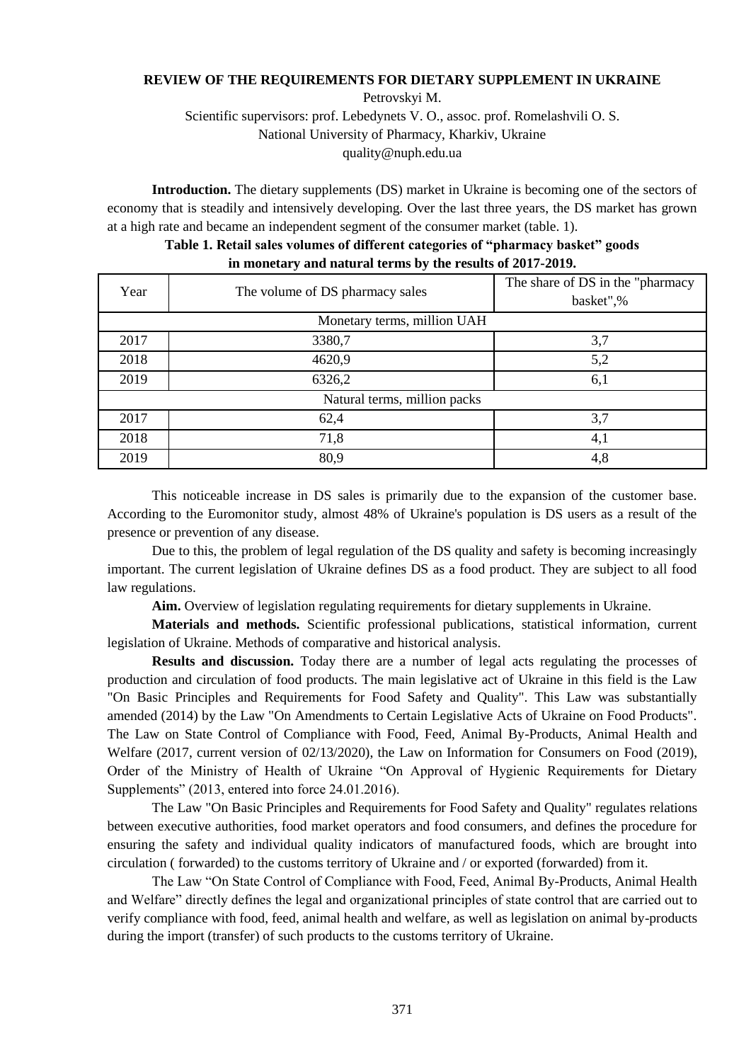# REVIEW OF THE REQUIREMENTS FOR DIETARY SUPPLEMENT IN UKRAINE

Petrovskyi M.

Scientific supervisors: prof. Lebedynets V. O., assoc. prof. Romelashvili O. S.

National University of Pharmacy, Kharkiv, Ukraine

quality@nuph.edu.ua

**Introduction.** The dietary supplements (DS) market in Ukraine is becoming one of the sectors of economy that is steadily and intensively developing. Over the last three years, the DS market has grown at a high rate and became an independent segment of the consumer market (table. 1).

**Table 1. Retail sales volumes of different categories of "pharmacy basket" goods in monetary and natural terms by the results of 2017-2019.**

| Year | The volume of DS pharmacy sales | The share of DS in the "pharmacy basket",% |
|---|---|---|
| Monetary terms, million UAH | | |
| 2017 | 3380,7 | 3,7 |
| 2018 | 4620,9 | 5,2 |
| 2019 | 6326,2 | 6,1 |
| Natural terms, million packs | | |
| 2017 | 62,4 | 3,7 |
| 2018 | 71,8 | 4,1 |
| 2019 | 80,9 | 4,8 |

This noticeable increase in DS sales is primarily due to the expansion of the customer base. According to the Euromonitor study, almost 48% of Ukraine's population is DS users as a result of the presence or prevention of any disease.

Due to this, the problem of legal regulation of the DS quality and safety is becoming increasingly important. The current legislation of Ukraine defines DS as a food product. They are subject to all food law regulations.

**Aim.** Overview of legislation regulating requirements for dietary supplements in Ukraine.

**Materials and methods.** Scientific professional publications, statistical information, current legislation of Ukraine. Methods of comparative and historical analysis.

**Results and discussion.** Today there are a number of legal acts regulating the processes of production and circulation of food products. The main legislative act of Ukraine in this field is the Law "On Basic Principles and Requirements for Food Safety and Quality". This Law was substantially amended (2014) by the Law "On Amendments to Certain Legislative Acts of Ukraine on Food Products". The Law on State Control of Compliance with Food, Feed, Animal By-Products, Animal Health and Welfare (2017, current version of 02/13/2020), the Law on Information for Consumers on Food (2019), Order of the Ministry of Health of Ukraine "On Approval of Hygienic Requirements for Dietary Supplements" (2013, entered into force 24.01.2016).

The Law "On Basic Principles and Requirements for Food Safety and Quality" regulates relations between executive authorities, food market operators and food consumers, and defines the procedure for ensuring the safety and individual quality indicators of manufactured foods, which are brought into circulation ( forwarded) to the customs territory of Ukraine and / or exported (forwarded) from it.

The Law "On State Control of Compliance with Food, Feed, Animal By-Products, Animal Health and Welfare" directly defines the legal and organizational principles of state control that are carried out to verify compliance with food, feed, animal health and welfare, as well as legislation on animal by-products during the import (transfer) of such products to the customs territory of Ukraine.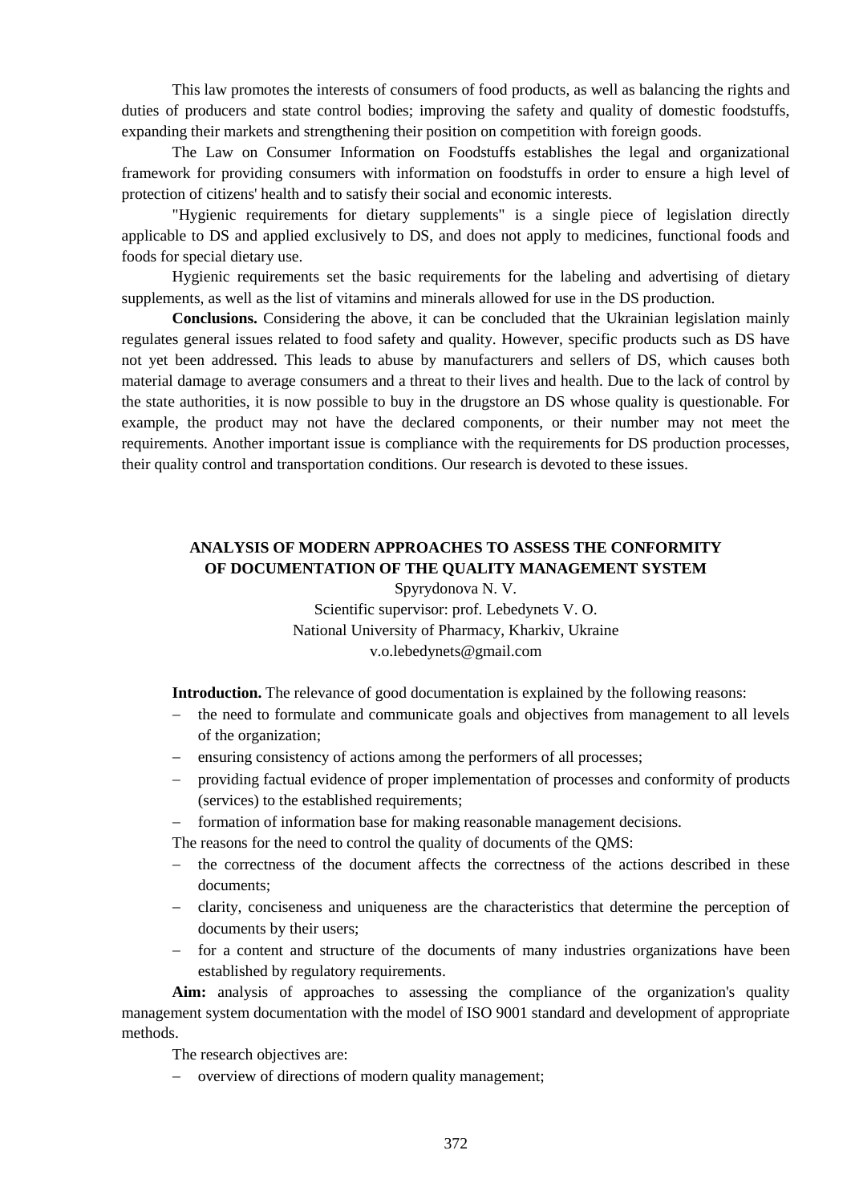This law promotes the interests of consumers of food products, as well as balancing the rights and duties of producers and state control bodies; improving the safety and quality of domestic foodstuffs, expanding their markets and strengthening their position on competition with foreign goods.

The Law on Consumer Information on Foodstuffs establishes the legal and organizational framework for providing consumers with information on foodstuffs in order to ensure a high level of protection of citizens' health and to satisfy their social and economic interests.

"Hygienic requirements for dietary supplements" is a single piece of legislation directly applicable to DS and applied exclusively to DS, and does not apply to medicines, functional foods and foods for special dietary use.

Hygienic requirements set the basic requirements for the labeling and advertising of dietary supplements, as well as the list of vitamins and minerals allowed for use in the DS production.

**Conclusions.** Considering the above, it can be concluded that the Ukrainian legislation mainly regulates general issues related to food safety and quality. However, specific products such as DS have not yet been addressed. This leads to abuse by manufacturers and sellers of DS, which causes both material damage to average consumers and a threat to their lives and health. Due to the lack of control by the state authorities, it is now possible to buy in the drugstore an DS whose quality is questionable. For example, the product may not have the declared components, or their number may not meet the requirements. Another important issue is compliance with the requirements for DS production processes, their quality control and transportation conditions. Our research is devoted to these issues.

## ANALYSIS OF MODERN APPROACHES TO ASSESS THE CONFORMITY OF DOCUMENTATION OF THE QUALITY MANAGEMENT SYSTEM

Spyrydonova N. V.
Scientific supervisor: prof. Lebedynets V. O.
National University of Pharmacy, Kharkiv, Ukraine
v.o.lebedynets@gmail.com

**Introduction.** The relevance of good documentation is explained by the following reasons:

- the need to formulate and communicate goals and objectives from management to all levels of the organization;
- ensuring consistency of actions among the performers of all processes;
- providing factual evidence of proper implementation of processes and conformity of products (services) to the established requirements;
- formation of information base for making reasonable management decisions.

The reasons for the need to control the quality of documents of the QMS:

- the correctness of the document affects the correctness of the actions described in these documents;
- clarity, conciseness and uniqueness are the characteristics that determine the perception of documents by their users;
- for a content and structure of the documents of many industries organizations have been established by regulatory requirements.

**Aim:** analysis of approaches to assessing the compliance of the organization's quality management system documentation with the model of ISO 9001 standard and development of appropriate methods.

The research objectives are:

- overview of directions of modern quality management;